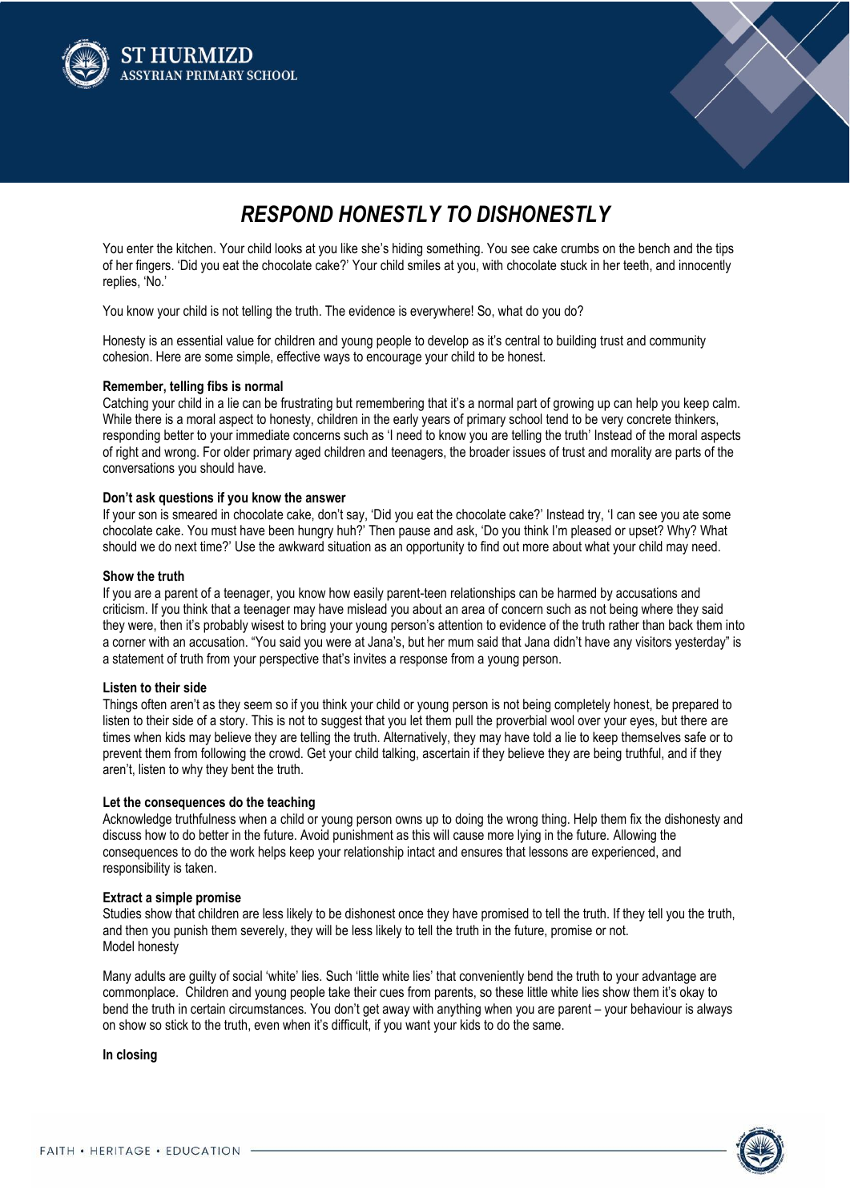# *RESPOND HONESTLY TO DISHONESTLY*

You enter the kitchen. Your child looks at you like she's hiding something. You see cake crumbs on the bench and the tips of her fingers. 'Did you eat the chocolate cake?' Your child smiles at you, with chocolate stuck in her teeth, and innocently replies, 'No.'

You know your child is not telling the truth. The evidence is everywhere! So, what do you do?

Honesty is an essential value for children and young people to develop as it's central to building trust and community cohesion. Here are some simple, effective ways to encourage your child to be honest.

**Remember, telling fibs is normal**
Catching your child in a lie can be frustrating but remembering that it's a normal part of growing up can help you keep calm. While there is a moral aspect to honesty, children in the early years of primary school tend to be very concrete thinkers, responding better to your immediate concerns such as 'I need to know you are telling the truth' Instead of the moral aspects of right and wrong. For older primary aged children and teenagers, the broader issues of trust and morality are parts of the conversations you should have.

**Don't ask questions if you know the answer**
If your son is smeared in chocolate cake, don't say, 'Did you eat the chocolate cake?' Instead try, 'I can see you ate some chocolate cake. You must have been hungry huh?' Then pause and ask, 'Do you think I'm pleased or upset? Why? What should we do next time?' Use the awkward situation as an opportunity to find out more about what your child may need.

**Show the truth**
If you are a parent of a teenager, you know how easily parent-teen relationships can be harmed by accusations and criticism. If you think that a teenager may have mislead you about an area of concern such as not being where they said they were, then it's probably wisest to bring your young person's attention to evidence of the truth rather than back them into a corner with an accusation. "You said you were at Jana's, but her mum said that Jana didn't have any visitors yesterday" is a statement of truth from your perspective that's invites a response from a young person.

**Listen to their side**
Things often aren't as they seem so if you think your child or young person is not being completely honest, be prepared to listen to their side of a story. This is not to suggest that you let them pull the proverbial wool over your eyes, but there are times when kids may believe they are telling the truth. Alternatively, they may have told a lie to keep themselves safe or to prevent them from following the crowd. Get your child talking, ascertain if they believe they are being truthful, and if they aren't, listen to why they bent the truth.

**Let the consequences do the teaching**
Acknowledge truthfulness when a child or young person owns up to doing the wrong thing. Help them fix the dishonesty and discuss how to do better in the future. Avoid punishment as this will cause more lying in the future. Allowing the consequences to do the work helps keep your relationship intact and ensures that lessons are experienced, and responsibility is taken.

**Extract a simple promise**
Studies show that children are less likely to be dishonest once they have promised to tell the truth. If they tell you the truth, and then you punish them severely, they will be less likely to tell the truth in the future, promise or not.
Model honesty

Many adults are guilty of social 'white' lies. Such 'little white lies' that conveniently bend the truth to your advantage are commonplace. Children and young people take their cues from parents, so these little white lies show them it's okay to bend the truth in certain circumstances. You don't get away with anything when you are parent – your behaviour is always on show so stick to the truth, even when it's difficult, if you want your kids to do the same.

**In closing**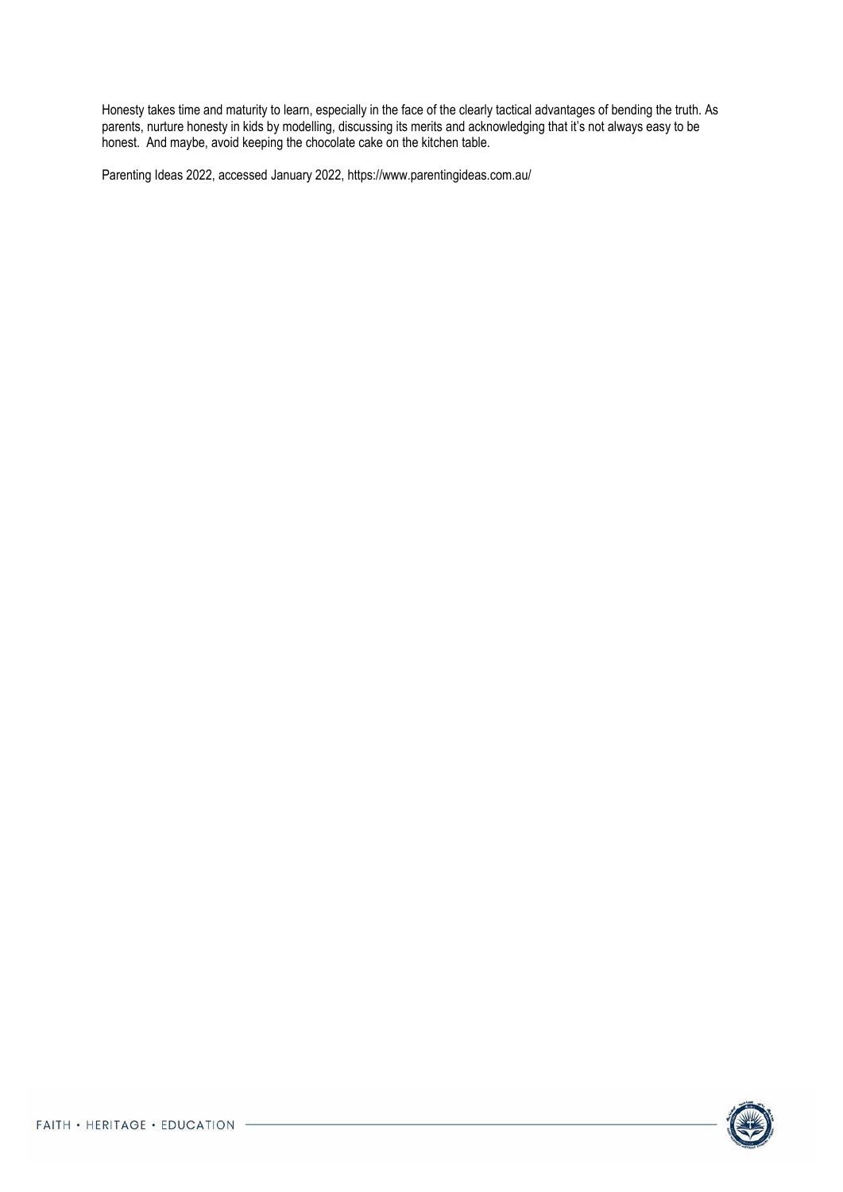Honesty takes time and maturity to learn, especially in the face of the clearly tactical advantages of bending the truth. As parents, nurture honesty in kids by modelling, discussing its merits and acknowledging that it's not always easy to be honest.  And maybe, avoid keeping the chocolate cake on the kitchen table.

Parenting Ideas 2022, accessed January 2022, https://www.parentingideas.com.au/